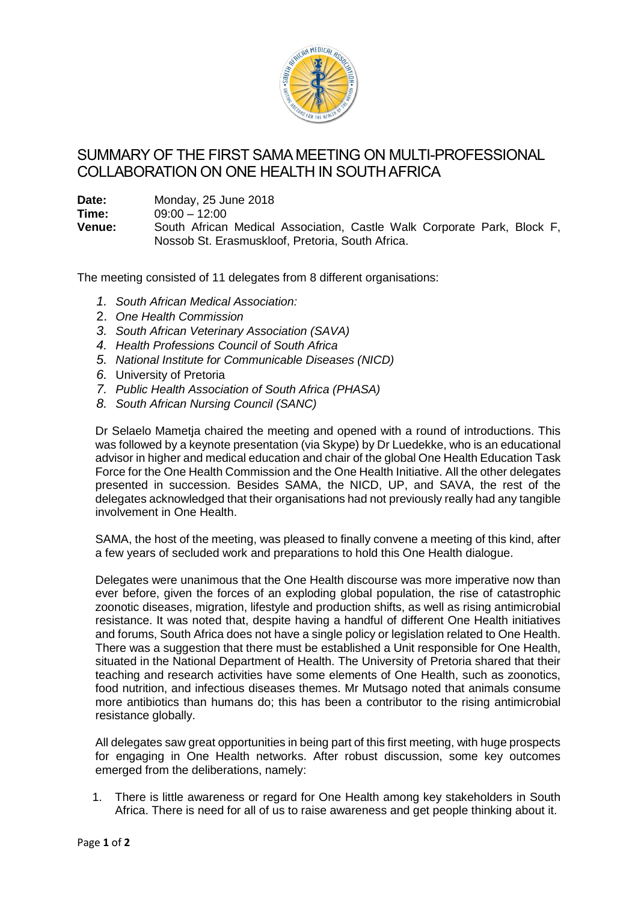# SUMMARY OF THE FIRST SAMA MEETING ON MULTI-PROFESSIONAL COLLABORATION ON ONE HEALTH IN SOUTH AFRICA

**Date:** Monday, 25 June 2018

**Time:** 09:00 – 12:00

**Venue:** South African Medical Association, Castle Walk Corporate Park, Block F, Nossob St. Erasmuskloof, Pretoria, South Africa.

The meeting consisted of 11 delegates from 8 different organisations:

1. *South African Medical Association:*
2. *One Health Commission*
3. *South African Veterinary Association (SAVA)*
4. *Health Professions Council of South Africa*
5. *National Institute for Communicable Diseases (NICD)*
6. University of Pretoria
7. *Public Health Association of South Africa (PHASA)*
8. *South African Nursing Council (SANC)*

Dr Selaelo Mametja chaired the meeting and opened with a round of introductions. This was followed by a keynote presentation (via Skype) by Dr Luedekke, who is an educational advisor in higher and medical education and chair of the global One Health Education Task Force for the One Health Commission and the One Health Initiative. All the other delegates presented in succession. Besides SAMA, the NICD, UP, and SAVA, the rest of the delegates acknowledged that their organisations had not previously really had any tangible involvement in One Health.

SAMA, the host of the meeting, was pleased to finally convene a meeting of this kind, after a few years of secluded work and preparations to hold this One Health dialogue.

Delegates were unanimous that the One Health discourse was more imperative now than ever before, given the forces of an exploding global population, the rise of catastrophic zoonotic diseases, migration, lifestyle and production shifts, as well as rising antimicrobial resistance. It was noted that, despite having a handful of different One Health initiatives and forums, South Africa does not have a single policy or legislation related to One Health. There was a suggestion that there must be established a Unit responsible for One Health, situated in the National Department of Health. The University of Pretoria shared that their teaching and research activities have some elements of One Health, such as zoonotics, food nutrition, and infectious diseases themes. Mr Mutsago noted that animals consume more antibiotics than humans do; this has been a contributor to the rising antimicrobial resistance globally.

All delegates saw great opportunities in being part of this first meeting, with huge prospects for engaging in One Health networks. After robust discussion, some key outcomes emerged from the deliberations, namely:

1. There is little awareness or regard for One Health among key stakeholders in South Africa. There is need for all of us to raise awareness and get people thinking about it.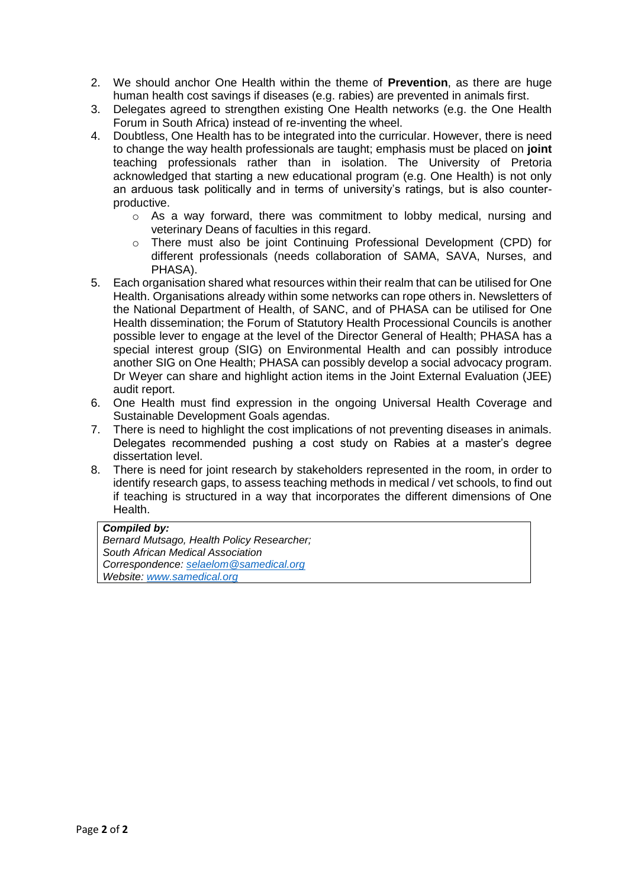2. We should anchor One Health within the theme of **Prevention**, as there are huge human health cost savings if diseases (e.g. rabies) are prevented in animals first.
3. Delegates agreed to strengthen existing One Health networks (e.g. the One Health Forum in South Africa) instead of re-inventing the wheel.
4. Doubtless, One Health has to be integrated into the curricular. However, there is need to change the way health professionals are taught; emphasis must be placed on **joint** teaching professionals rather than in isolation. The University of Pretoria acknowledged that starting a new educational program (e.g. One Health) is not only an arduous task politically and in terms of university's ratings, but is also counter-productive.
   - As a way forward, there was commitment to lobby medical, nursing and veterinary Deans of faculties in this regard.
   - There must also be joint Continuing Professional Development (CPD) for different professionals (needs collaboration of SAMA, SAVA, Nurses, and PHASA).
5. Each organisation shared what resources within their realm that can be utilised for One Health. Organisations already within some networks can rope others in. Newsletters of the National Department of Health, of SANC, and of PHASA can be utilised for One Health dissemination; the Forum of Statutory Health Processional Councils is another possible lever to engage at the level of the Director General of Health; PHASA has a special interest group (SIG) on Environmental Health and can possibly introduce another SIG on One Health; PHASA can possibly develop a social advocacy program. Dr Weyer can share and highlight action items in the Joint External Evaluation (JEE) audit report.
6. One Health must find expression in the ongoing Universal Health Coverage and Sustainable Development Goals agendas.
7. There is need to highlight the cost implications of not preventing diseases in animals. Delegates recommended pushing a cost study on Rabies at a master's degree dissertation level.
8. There is need for joint research by stakeholders represented in the room, in order to identify research gaps, to assess teaching methods in medical / vet schools, to find out if teaching is structured in a way that incorporates the different dimensions of One Health.

***Compiled by:***
*Bernard Mutsago, Health Policy Researcher;*
*South African Medical Association*
*Correspondence: selaelom@samedical.org*
*Website: www.samedical.org*